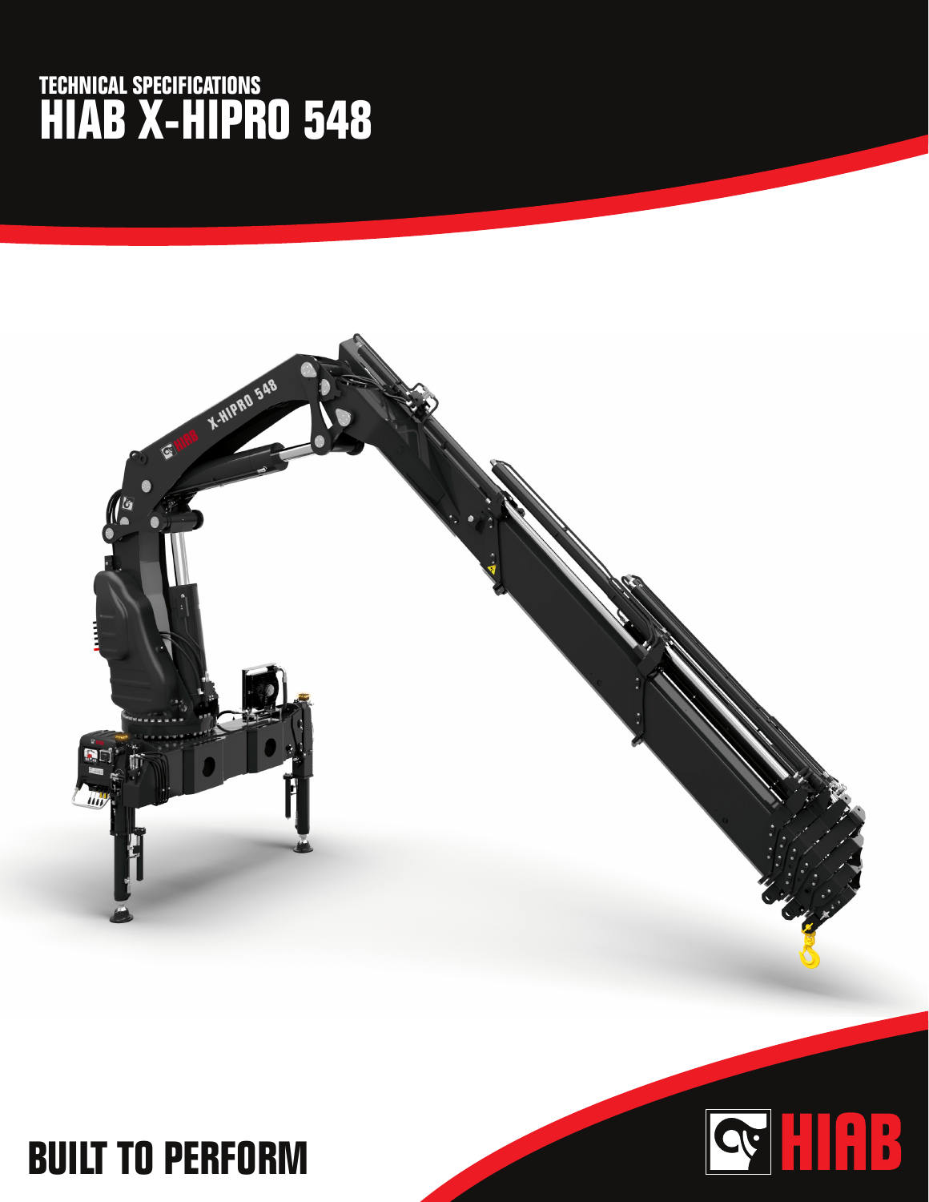TECHNICAL SPECIFICATIONS

# HIAB X-HIPRO 548

BUILT TO PERFORM

HIAB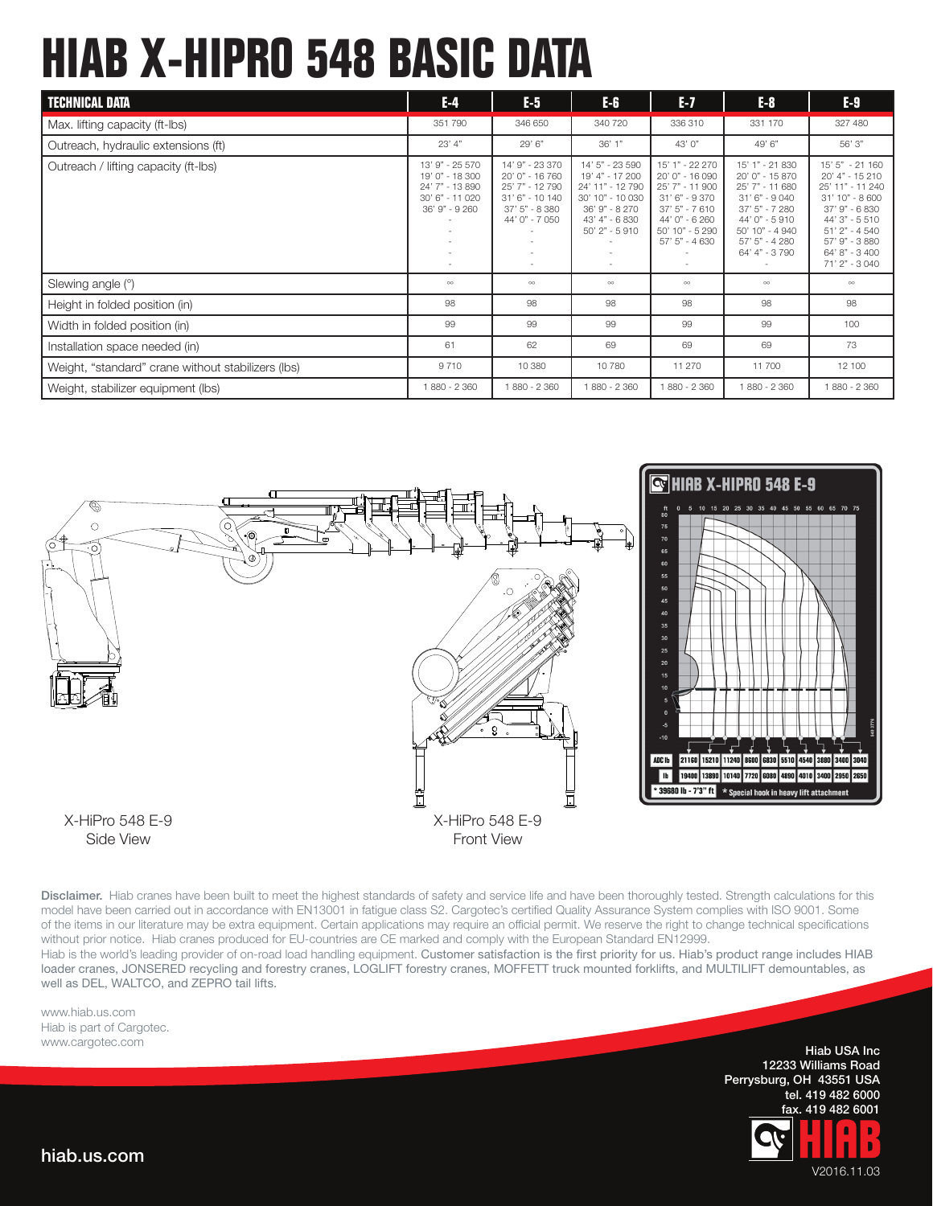# HIAB X-HIPRO 548 BASIC DATA

| TECHNICAL DATA | E-4 | E-5 | E-6 | E-7 | E-8 | E-9 |
|---|---|---|---|---|---|---|
| Max. lifting capacity (ft-lbs) | 351 790 | 346 650 | 340 720 | 336 310 | 331 170 | 327 480 |
| Outreach, hydraulic extensions (ft) | 23' 4" | 29' 6" | 36' 1" | 43' 0" | 49' 6" | 56' 3" |
| Outreach / lifting capacity (ft-lbs) | 13' 9" - 25 570<br>19' 0" - 18 300<br>24' 7" - 13 890<br>30' 6" - 11 020<br>36' 9" - 9 260<br>-<br>-<br>-<br>-<br>- | 14' 9" - 23 370<br>20' 0" - 16 760<br>25' 7" - 12 790<br>31' 6" - 10 140<br>37' 5" - 8 380<br>44' 0" - 7 050<br>-<br>-<br>-<br>- | 14' 5" - 23 590<br>19' 4" - 17 200<br>24' 11" - 12 790<br>30' 10" - 10 030<br>36' 9" - 8 270<br>43' 4" - 6 830<br>50' 2" - 5 910<br>-<br>-<br>- | 15' 1" - 22 270<br>20' 0" - 16 090<br>25' 7" - 11 900<br>31' 6" - 9 370<br>37' 5" - 7 610<br>44' 0" - 6 260<br>50' 10" - 5 290<br>57' 5" - 4 630<br>-<br>- | 15' 1" - 21 830<br>20' 0" - 15 870<br>25' 7" - 11 680<br>31' 6" - 9 040<br>37' 5" - 7 280<br>44' 0" - 5 910<br>50' 10" - 4 940<br>57' 5" - 4 280<br>64' 4" - 3 790<br>- | 15' 5" - 21 160<br>20' 4" - 15 210<br>25' 11" - 11 240<br>31' 10" - 8 600<br>37' 9" - 6 830<br>44' 3" - 5 510<br>51' 2" - 4 540<br>57' 9" - 3 880<br>64' 8" - 3 400<br>71' 2" - 3 040 |
| Slewing angle (°) | ∞ | ∞ | ∞ | ∞ | ∞ | ∞ |
| Height in folded position (in) | 98 | 98 | 98 | 98 | 98 | 98 |
| Width in folded position (in) | 99 | 99 | 99 | 99 | 99 | 100 |
| Installation space needed (in) | 61 | 62 | 69 | 69 | 69 | 73 |
| Weight, "standard" crane without stabilizers (lbs) | 9 710 | 10 380 | 10 780 | 11 270 | 11 700 | 12 100 |
| Weight, stabilizer equipment (lbs) | 1 880 - 2 360 | 1 880 - 2 360 | 1 880 - 2 360 | 1 880 - 2 360 | 1 880 - 2 360 | 1 880 - 2 360 |

HIAB X-HIPRO 548 E-9

ft 0 5 10 15 20 25 30 35 40 45 50 55 60 65 70 75

80 75 70 65 60 55 50 45 40 35 30 25 20 15 10 5 0 -5 -10

ADC lb 21160 15210 11240 8600 6830 5510 4540 3880 3400 3040

lb 19400 13890 10140 7720 6080 4890 4010 3400 2950 2650

* 39680 lb - 7'3" ft * Special hook in heavy lift attachment

X-HiPro 548 E-9
Side View

X-HiPro 548 E-9
Front View

**Disclaimer.** Hiab cranes have been built to meet the highest standards of safety and service life and have been thoroughly tested. Strength calculations for this model have been carried out in accordance with EN13001 in fatigue class S2. Cargotec's certified Quality Assurance System complies with ISO 9001. Some of the items in our literature may be extra equipment. Certain applications may require an official permit. We reserve the right to change technical specifications without prior notice. Hiab cranes produced for EU-countries are CE marked and comply with the European Standard EN12999.
Hiab is the world's leading provider of on-road load handling equipment. Customer satisfaction is the first priority for us. Hiab's product range includes HIAB loader cranes, JONSERED recycling and forestry cranes, LOGLIFT forestry cranes, MOFFETT truck mounted forklifts, and MULTILIFT demountables, as well as DEL, WALTCO, and ZEPRO tail lifts.

www.hiab.us.com
Hiab is part of Cargotec.
www.cargotec.com

Hiab USA Inc
12233 Williams Road
Perrysburg, OH 43551 USA
tel. 419 482 6000
fax. 419 482 6001

HIAB

hiab.us.com

V2016.11.03